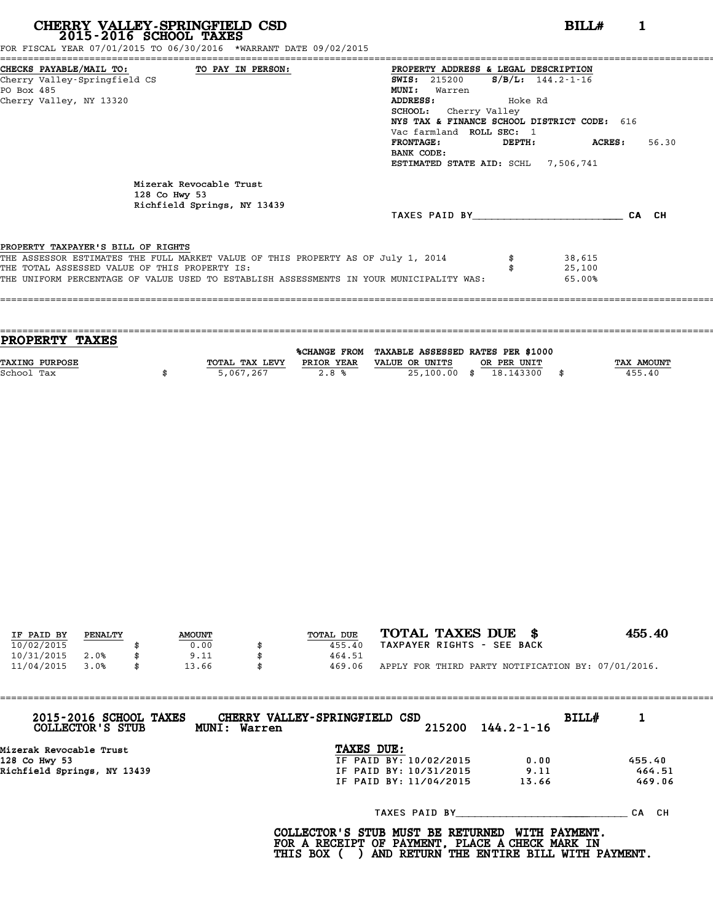# CHERRY VALLEY-SPRINGFIELD CSD
## 2015-2016 SCHOOL TAXES

**BILL# 1**

FOR FISCAL YEAR 07/01/2015 TO 06/30/2016 *WARRANT DATE 09/02/2015

**CHECKS PAYABLE/MAIL TO:**
Cherry Valley-Springfield CS
PO Box 485
Cherry Valley, NY 13320

**TO PAY IN PERSON:**

**PROPERTY ADDRESS & LEGAL DESCRIPTION**
**SWIS:** 215200 **S/B/L:** 144.2-1-16
**MUNI:** Warren
**ADDRESS:** Hoke Rd
**SCHOOL:** Cherry Valley
**NYS TAX & FINANCE SCHOOL DISTRICT CODE:** 616
Vac farmland **ROLL SEC:** 1
**FRONTAGE:** **DEPTH:** **ACRES:** 56.30
**BANK CODE:**
**ESTIMATED STATE AID:** SCHL 7,506,741

Mizerak Revocable Trust
128 Co Hwy 53
Richfield Springs, NY 13439

TAXES PAID BY________________________ CA CH

PROPERTY TAXPAYER'S BILL OF RIGHTS

| | | |
|---|---|---|
| THE ASSESSOR ESTIMATES THE FULL MARKET VALUE OF THIS PROPERTY AS OF July 1, 2014 | $ | 38,615 |
| THE TOTAL ASSESSED VALUE OF THIS PROPERTY IS: | $ | 25,100 |
| THE UNIFORM PERCENTAGE OF VALUE USED TO ESTABLISH ASSESSMENTS IN YOUR MUNICIPALITY WAS: | | 65.00% |

## PROPERTY TAXES

| TAXING PURPOSE | TOTAL TAX LEVY | %CHANGE FROM PRIOR YEAR | TAXABLE ASSESSED VALUE OR UNITS | RATES PER $1000 OR PER UNIT | TAX AMOUNT |
|---|---|---|---|---|---|
| School Tax | $ 5,067,267 | 2.8 % | 25,100.00 | $ 18.143300 | $ 455.40 |

| IF PAID BY | PENALTY | AMOUNT | TOTAL DUE |
|---|---|---|---|
| 10/02/2015 | | $ 0.00 | $ 455.40 |
| 10/31/2015 | 2.0% | $ 9.11 | $ 464.51 |
| 11/04/2015 | 3.0% | $ 13.66 | $ 469.06 |

**TOTAL TAXES DUE $ 455.40**

TAXPAYER RIGHTS - SEE BACK

APPLY FOR THIRD PARTY NOTIFICATION BY: 07/01/2016.

---

**2015-2016 SCHOOL TAXES** **CHERRY VALLEY-SPRINGFIELD CSD** **BILL# 1**
**COLLECTOR'S STUB** **MUNI: Warren** 215200 144.2-1-16

Mizerak Revocable Trust
128 Co Hwy 53
Richfield Springs, NY 13439

**TAXES DUE:**

| | | |
|---|---|---|
| IF PAID BY: 10/02/2015 | 0.00 | 455.40 |
| IF PAID BY: 10/31/2015 | 9.11 | 464.51 |
| IF PAID BY: 11/04/2015 | 13.66 | 469.06 |

TAXES PAID BY____________________________ CA CH

**COLLECTOR'S STUB MUST BE RETURNED WITH PAYMENT.**
**FOR A RECEIPT OF PAYMENT, PLACE A CHECK MARK IN**
**THIS BOX ( ) AND RETURN THE ENTIRE BILL WITH PAYMENT.**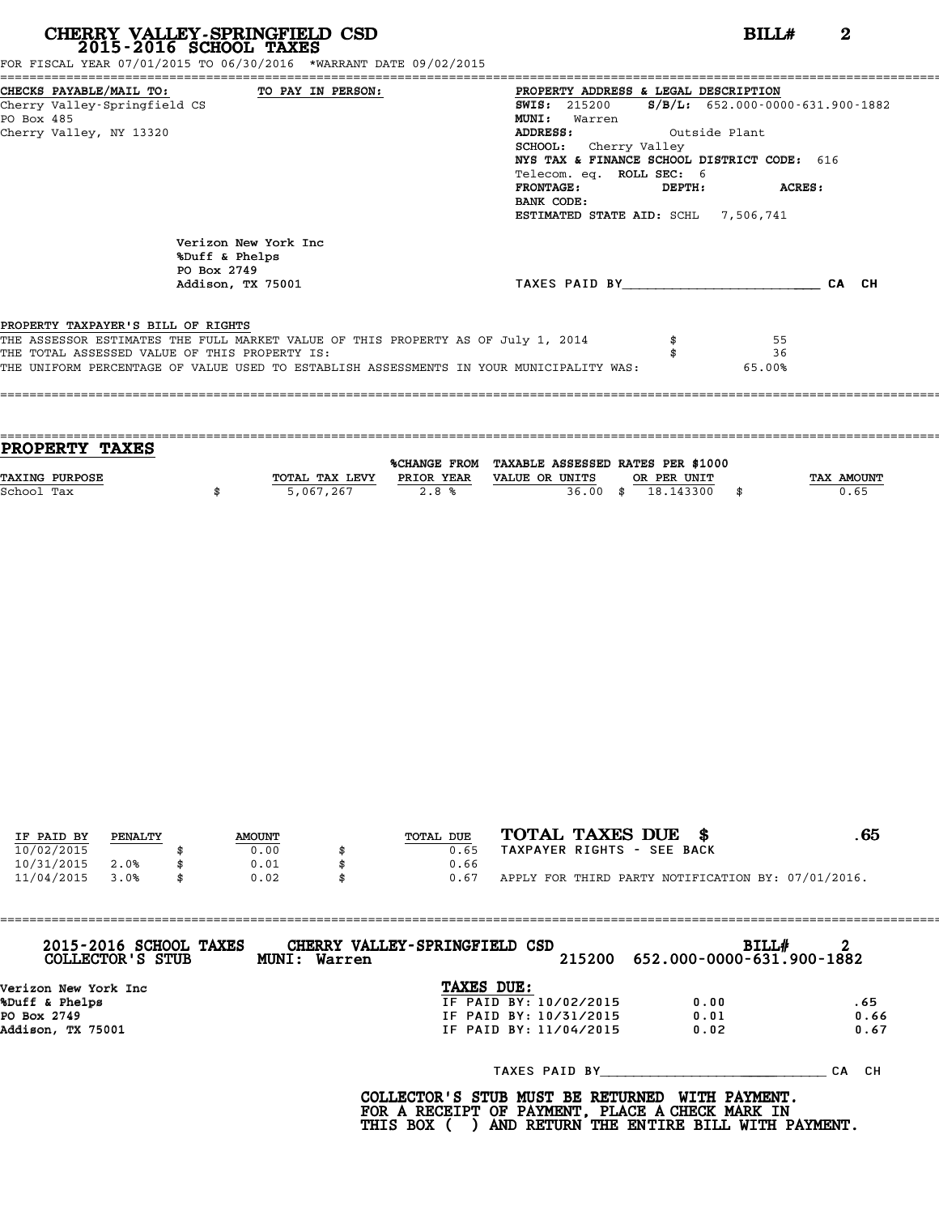# CHERRY VALLEY-SPRINGFIELD CSD
## 2015-2016 SCHOOL TAXES

**BILL# 2**

FOR FISCAL YEAR 07/01/2015 TO 06/30/2016 *WARRANT DATE 09/02/2015

**CHECKS PAYABLE/MAIL TO:**
Cherry Valley-Springfield CS
PO Box 485
Cherry Valley, NY 13320

**TO PAY IN PERSON:**

**PROPERTY ADDRESS & LEGAL DESCRIPTION**
**SWIS:** 215200 **S/B/L:** 652.000-0000-631.900-1882
**MUNI:** Warren
**ADDRESS:** Outside Plant
**SCHOOL:** Cherry Valley
**NYS TAX & FINANCE SCHOOL DISTRICT CODE:** 616
Telecom. eq. **ROLL SEC:** 6
**FRONTAGE:** **DEPTH:** **ACRES:**
**BANK CODE:**
**ESTIMATED STATE AID:** SCHL 7,506,741

Verizon New York Inc
%Duff & Phelps
PO Box 2749
Addison, TX 75001

TAXES PAID BY\_\_\_\_\_\_\_\_\_\_\_\_\_\_\_\_\_\_\_\_\_\_\_\_\_ CA CH

PROPERTY TAXPAYER'S BILL OF RIGHTS

| | | |
|---|---|---|
| THE ASSESSOR ESTIMATES THE FULL MARKET VALUE OF THIS PROPERTY AS OF July 1, 2014 | $ | 55 |
| THE TOTAL ASSESSED VALUE OF THIS PROPERTY IS: | $ | 36 |
| THE UNIFORM PERCENTAGE OF VALUE USED TO ESTABLISH ASSESSMENTS IN YOUR MUNICIPALITY WAS: | | 65.00% |

## PROPERTY TAXES

| TAXING PURPOSE | TOTAL TAX LEVY | %CHANGE FROM PRIOR YEAR | TAXABLE ASSESSED VALUE OR UNITS | RATES PER $1000 OR PER UNIT | TAX AMOUNT |
|---|---|---|---|---|---|
| School Tax | $ 5,067,267 | 2.8 % | 36.00 | $ 18.143300 | $ 0.65 |

| IF PAID BY | PENALTY | AMOUNT | TOTAL DUE |
|---|---|---|---|
| 10/02/2015 | | $ 0.00 | $ 0.65 |
| 10/31/2015 | 2.0% | $ 0.01 | $ 0.66 |
| 11/04/2015 | 3.0% | $ 0.02 | $ 0.67 |

**TOTAL TAXES DUE $ .65**
TAXPAYER RIGHTS - SEE BACK

APPLY FOR THIRD PARTY NOTIFICATION BY: 07/01/2016.

**2015-2016 SCHOOL TAXES COLLECTOR'S STUB** **CHERRY VALLEY-SPRINGFIELD CSD** **MUNI: Warren** 215200 652.000-0000-631.900-1882 **BILL# 2**

Verizon New York Inc
%Duff & Phelps
PO Box 2749
Addison, TX 75001

**TAXES DUE:**

| | | |
|---|---|---|
| IF PAID BY: 10/02/2015 | 0.00 | .65 |
| IF PAID BY: 10/31/2015 | 0.01 | 0.66 |
| IF PAID BY: 11/04/2015 | 0.02 | 0.67 |

TAXES PAID BY\_\_\_\_\_\_\_\_\_\_\_\_\_\_\_\_\_\_\_\_\_\_\_\_\_\_\_\_ CA CH

**COLLECTOR'S STUB MUST BE RETURNED WITH PAYMENT. FOR A RECEIPT OF PAYMENT, PLACE A CHECK MARK IN THIS BOX ( ) AND RETURN THE ENTIRE BILL WITH PAYMENT.**